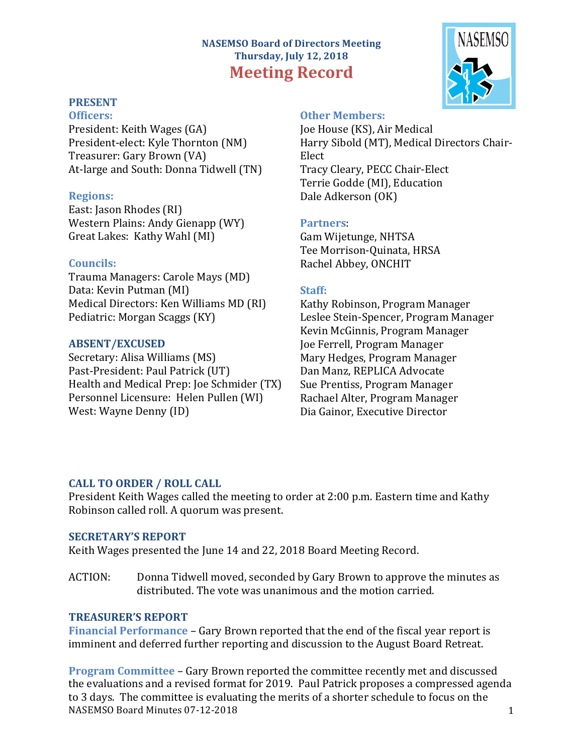# NASEMSO Board of Directors Meeting
## Thursday, July 12, 2018
# Meeting Record

## PRESENT

### Officers:
President: Keith Wages (GA)
President-elect: Kyle Thornton (NM)
Treasurer: Gary Brown (VA)
At-large and South: Donna Tidwell (TN)

### Regions:
East: Jason Rhodes (RI)
Western Plains: Andy Gienapp (WY)
Great Lakes: Kathy Wahl (MI)

### Councils:
Trauma Managers: Carole Mays (MD)
Data: Kevin Putman (MI)
Medical Directors: Ken Williams MD (RI)
Pediatric: Morgan Scaggs (KY)

## ABSENT/EXCUSED
Secretary: Alisa Williams (MS)
Past-President: Paul Patrick (UT)
Health and Medical Prep: Joe Schmider (TX)
Personnel Licensure: Helen Pullen (WI)
West: Wayne Denny (ID)

### Other Members:
Joe House (KS), Air Medical
Harry Sibold (MT), Medical Directors Chair-Elect
Tracy Cleary, PECC Chair-Elect
Terrie Godde (MI), Education
Dale Adkerson (OK)

### Partners:
Gam Wijetunge, NHTSA
Tee Morrison-Quinata, HRSA
Rachel Abbey, ONCHIT

### Staff:
Kathy Robinson, Program Manager
Leslee Stein-Spencer, Program Manager
Kevin McGinnis, Program Manager
Joe Ferrell, Program Manager
Mary Hedges, Program Manager
Dan Manz, REPLICA Advocate
Sue Prentiss, Program Manager
Rachael Alter, Program Manager
Dia Gainor, Executive Director

## CALL TO ORDER / ROLL CALL
President Keith Wages called the meeting to order at 2:00 p.m. Eastern time and Kathy Robinson called roll. A quorum was present.

## SECRETARY'S REPORT
Keith Wages presented the June 14 and 22, 2018 Board Meeting Record.

ACTION: Donna Tidwell moved, seconded by Gary Brown to approve the minutes as distributed. The vote was unanimous and the motion carried.

## TREASURER'S REPORT
**Financial Performance** – Gary Brown reported that the end of the fiscal year report is imminent and deferred further reporting and discussion to the August Board Retreat.

**Program Committee** – Gary Brown reported the committee recently met and discussed the evaluations and a revised format for 2019. Paul Patrick proposes a compressed agenda to 3 days. The committee is evaluating the merits of a shorter schedule to focus on the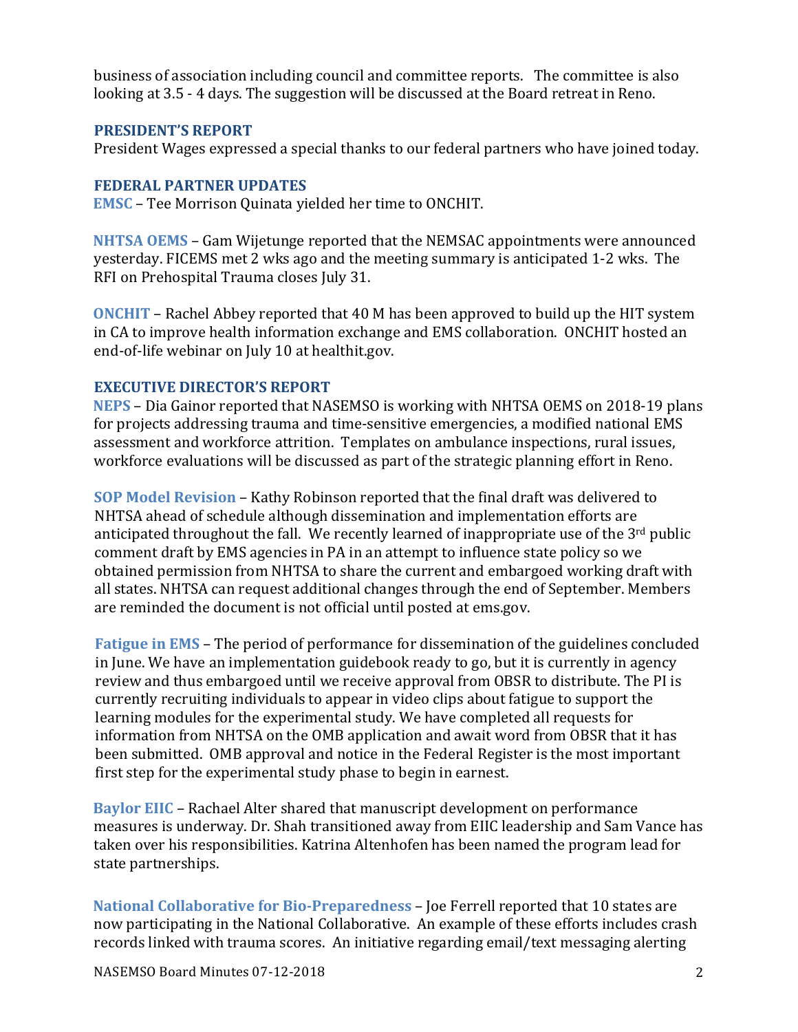business of association including council and committee reports. The committee is also looking at 3.5 - 4 days. The suggestion will be discussed at the Board retreat in Reno.

## PRESIDENT'S REPORT

President Wages expressed a special thanks to our federal partners who have joined today.

## FEDERAL PARTNER UPDATES

**EMSC** – Tee Morrison Quinata yielded her time to ONCHIT.

**NHTSA OEMS** – Gam Wijetunge reported that the NEMSAC appointments were announced yesterday. FICEMS met 2 wks ago and the meeting summary is anticipated 1-2 wks. The RFI on Prehospital Trauma closes July 31.

**ONCHIT** – Rachel Abbey reported that 40 M has been approved to build up the HIT system in CA to improve health information exchange and EMS collaboration. ONCHIT hosted an end-of-life webinar on July 10 at healthit.gov.

## EXECUTIVE DIRECTOR'S REPORT

**NEPS** – Dia Gainor reported that NASEMSO is working with NHTSA OEMS on 2018-19 plans for projects addressing trauma and time-sensitive emergencies, a modified national EMS assessment and workforce attrition. Templates on ambulance inspections, rural issues, workforce evaluations will be discussed as part of the strategic planning effort in Reno.

**SOP Model Revision** – Kathy Robinson reported that the final draft was delivered to NHTSA ahead of schedule although dissemination and implementation efforts are anticipated throughout the fall. We recently learned of inappropriate use of the 3rd public comment draft by EMS agencies in PA in an attempt to influence state policy so we obtained permission from NHTSA to share the current and embargoed working draft with all states. NHTSA can request additional changes through the end of September. Members are reminded the document is not official until posted at ems.gov.

**Fatigue in EMS** – The period of performance for dissemination of the guidelines concluded in June. We have an implementation guidebook ready to go, but it is currently in agency review and thus embargoed until we receive approval from OBSR to distribute. The PI is currently recruiting individuals to appear in video clips about fatigue to support the learning modules for the experimental study. We have completed all requests for information from NHTSA on the OMB application and await word from OBSR that it has been submitted. OMB approval and notice in the Federal Register is the most important first step for the experimental study phase to begin in earnest.

**Baylor EIIC** – Rachael Alter shared that manuscript development on performance measures is underway. Dr. Shah transitioned away from EIIC leadership and Sam Vance has taken over his responsibilities. Katrina Altenhofen has been named the program lead for state partnerships.

**National Collaborative for Bio-Preparedness** – Joe Ferrell reported that 10 states are now participating in the National Collaborative. An example of these efforts includes crash records linked with trauma scores. An initiative regarding email/text messaging alerting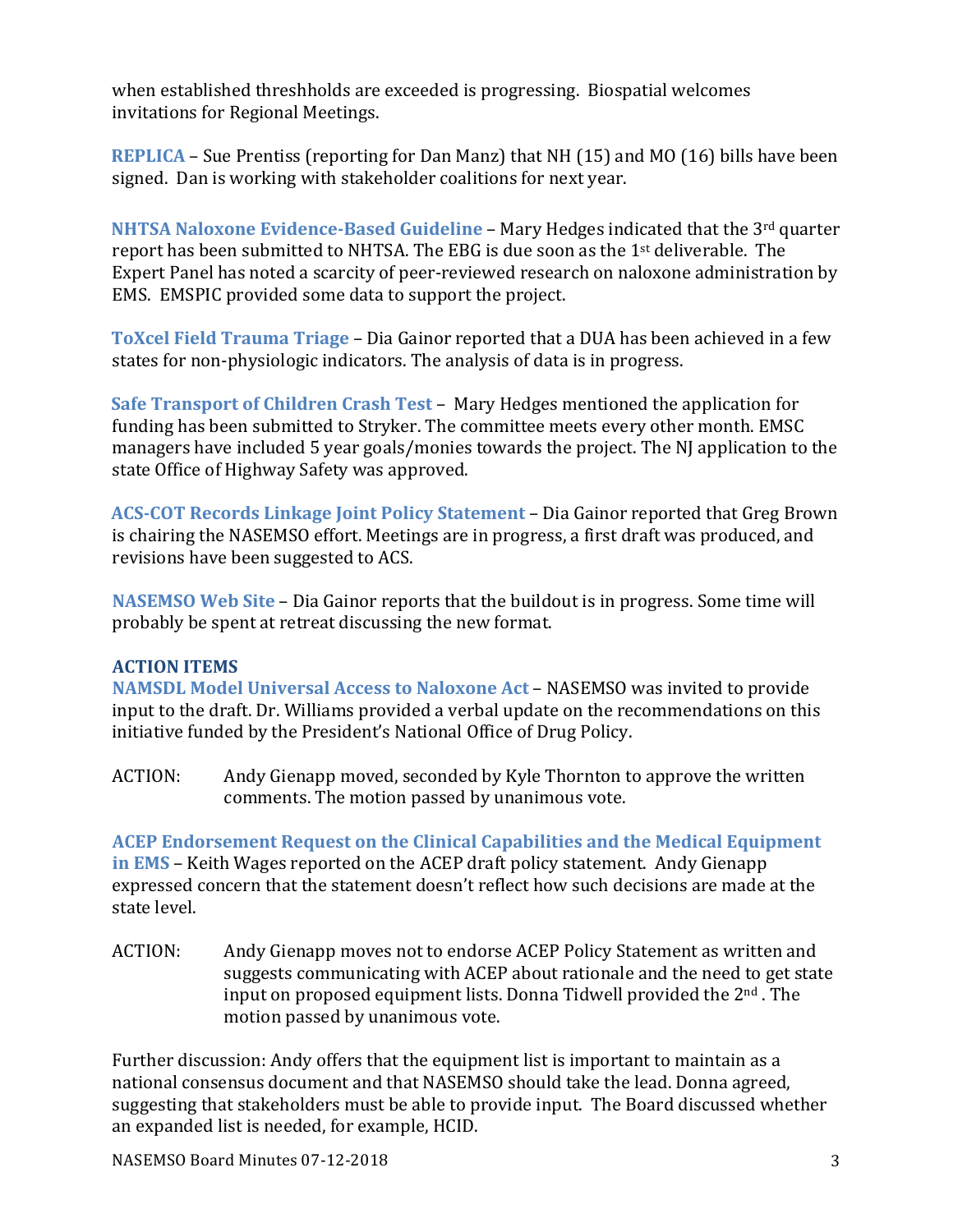when established threshholds are exceeded is progressing. Biospatial welcomes invitations for Regional Meetings.

**REPLICA** – Sue Prentiss (reporting for Dan Manz) that NH (15) and MO (16) bills have been signed. Dan is working with stakeholder coalitions for next year.

**NHTSA Naloxone Evidence-Based Guideline** – Mary Hedges indicated that the 3rd quarter report has been submitted to NHTSA. The EBG is due soon as the 1st deliverable. The Expert Panel has noted a scarcity of peer-reviewed research on naloxone administration by EMS. EMSPIC provided some data to support the project.

**ToXcel Field Trauma Triage** – Dia Gainor reported that a DUA has been achieved in a few states for non-physiologic indicators. The analysis of data is in progress.

**Safe Transport of Children Crash Test** – Mary Hedges mentioned the application for funding has been submitted to Stryker. The committee meets every other month. EMSC managers have included 5 year goals/monies towards the project. The NJ application to the state Office of Highway Safety was approved.

**ACS-COT Records Linkage Joint Policy Statement** – Dia Gainor reported that Greg Brown is chairing the NASEMSO effort. Meetings are in progress, a first draft was produced, and revisions have been suggested to ACS.

**NASEMSO Web Site** – Dia Gainor reports that the buildout is in progress. Some time will probably be spent at retreat discussing the new format.

## ACTION ITEMS

**NAMSDL Model Universal Access to Naloxone Act** – NASEMSO was invited to provide input to the draft. Dr. Williams provided a verbal update on the recommendations on this initiative funded by the President's National Office of Drug Policy.

ACTION: Andy Gienapp moved, seconded by Kyle Thornton to approve the written comments. The motion passed by unanimous vote.

**ACEP Endorsement Request on the Clinical Capabilities and the Medical Equipment in EMS** – Keith Wages reported on the ACEP draft policy statement. Andy Gienapp expressed concern that the statement doesn't reflect how such decisions are made at the state level.

ACTION: Andy Gienapp moves not to endorse ACEP Policy Statement as written and suggests communicating with ACEP about rationale and the need to get state input on proposed equipment lists. Donna Tidwell provided the 2nd . The motion passed by unanimous vote.

Further discussion: Andy offers that the equipment list is important to maintain as a national consensus document and that NASEMSO should take the lead. Donna agreed, suggesting that stakeholders must be able to provide input. The Board discussed whether an expanded list is needed, for example, HCID.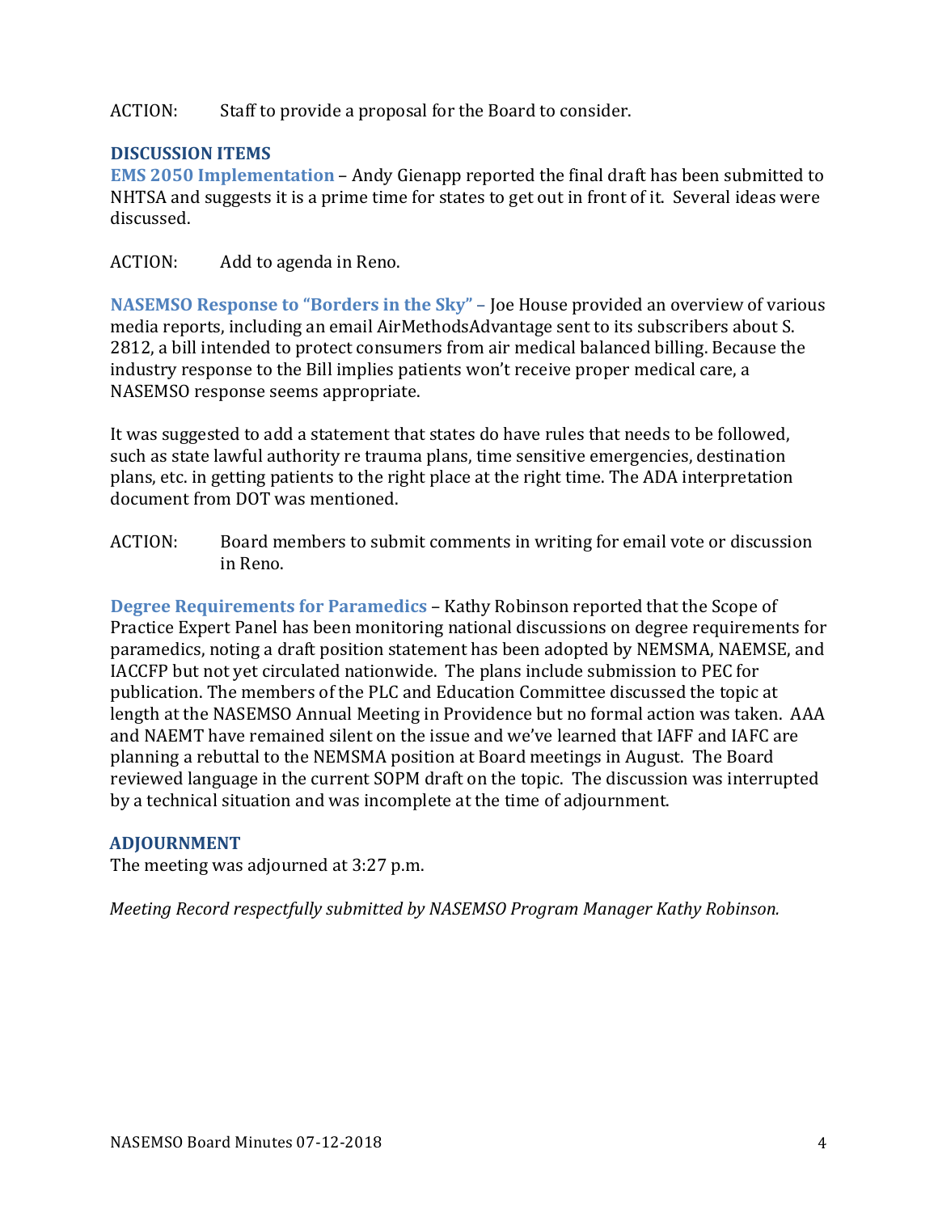ACTION: Staff to provide a proposal for the Board to consider.

## DISCUSSION ITEMS

**EMS 2050 Implementation** – Andy Gienapp reported the final draft has been submitted to NHTSA and suggests it is a prime time for states to get out in front of it. Several ideas were discussed.

ACTION: Add to agenda in Reno.

**NASEMSO Response to "Borders in the Sky"** – Joe House provided an overview of various media reports, including an email AirMethodsAdvantage sent to its subscribers about S. 2812, a bill intended to protect consumers from air medical balanced billing. Because the industry response to the Bill implies patients won't receive proper medical care, a NASEMSO response seems appropriate.

It was suggested to add a statement that states do have rules that needs to be followed, such as state lawful authority re trauma plans, time sensitive emergencies, destination plans, etc. in getting patients to the right place at the right time. The ADA interpretation document from DOT was mentioned.

ACTION: Board members to submit comments in writing for email vote or discussion in Reno.

**Degree Requirements for Paramedics** – Kathy Robinson reported that the Scope of Practice Expert Panel has been monitoring national discussions on degree requirements for paramedics, noting a draft position statement has been adopted by NEMSMA, NAEMSE, and IACCFP but not yet circulated nationwide. The plans include submission to PEC for publication. The members of the PLC and Education Committee discussed the topic at length at the NASEMSO Annual Meeting in Providence but no formal action was taken. AAA and NAEMT have remained silent on the issue and we've learned that IAFF and IAFC are planning a rebuttal to the NEMSMA position at Board meetings in August. The Board reviewed language in the current SOPM draft on the topic. The discussion was interrupted by a technical situation and was incomplete at the time of adjournment.

## ADJOURNMENT

The meeting was adjourned at 3:27 p.m.

*Meeting Record respectfully submitted by NASEMSO Program Manager Kathy Robinson.*